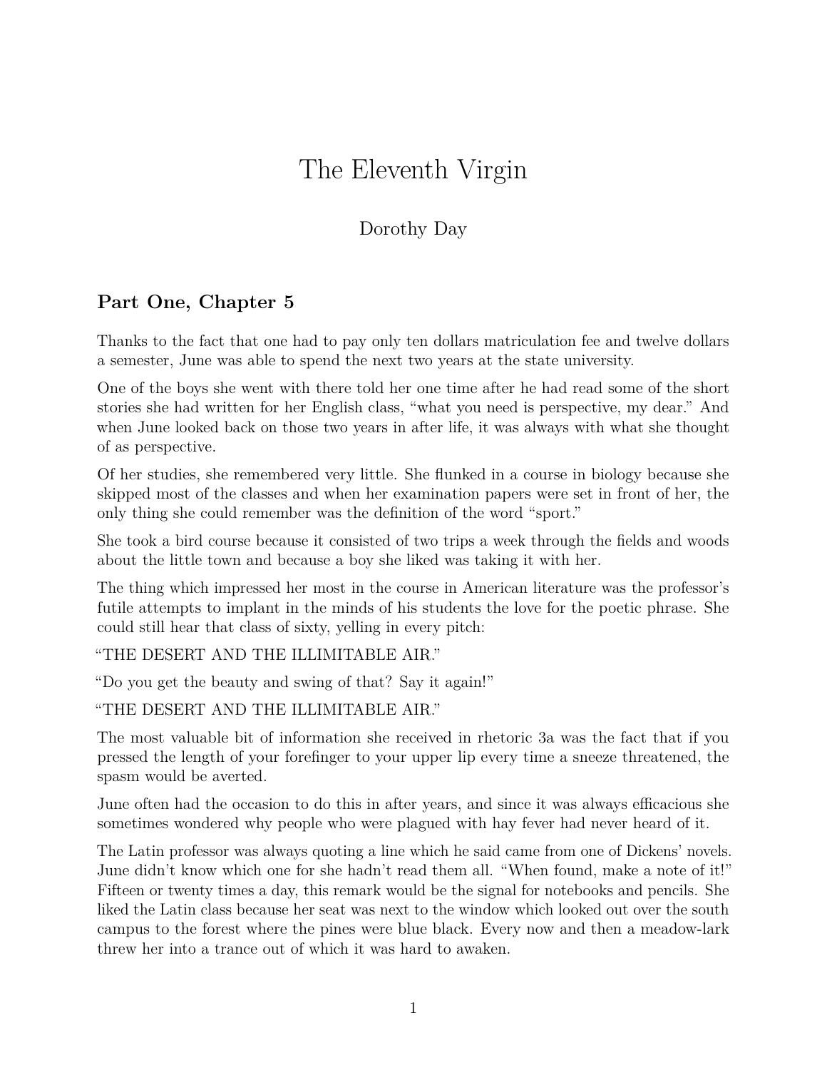# The Eleventh Virgin

Dorothy Day

## Part One, Chapter 5

Thanks to the fact that one had to pay only ten dollars matriculation fee and twelve dollars a semester, June was able to spend the next two years at the state university.

One of the boys she went with there told her one time after he had read some of the short stories she had written for her English class, "what you need is perspective, my dear." And when June looked back on those two years in after life, it was always with what she thought of as perspective.

Of her studies, she remembered very little. She flunked in a course in biology because she skipped most of the classes and when her examination papers were set in front of her, the only thing she could remember was the definition of the word "sport."

She took a bird course because it consisted of two trips a week through the fields and woods about the little town and because a boy she liked was taking it with her.

The thing which impressed her most in the course in American literature was the professor's futile attempts to implant in the minds of his students the love for the poetic phrase. She could still hear that class of sixty, yelling in every pitch:

"THE DESERT AND THE ILLIMITABLE AIR."

"Do you get the beauty and swing of that? Say it again!"

"THE DESERT AND THE ILLIMITABLE AIR."

The most valuable bit of information she received in rhetoric 3a was the fact that if you pressed the length of your forefinger to your upper lip every time a sneeze threatened, the spasm would be averted.

June often had the occasion to do this in after years, and since it was always efficacious she sometimes wondered why people who were plagued with hay fever had never heard of it.

The Latin professor was always quoting a line which he said came from one of Dickens' novels. June didn't know which one for she hadn't read them all. "When found, make a note of it!" Fifteen or twenty times a day, this remark would be the signal for notebooks and pencils. She liked the Latin class because her seat was next to the window which looked out over the south campus to the forest where the pines were blue black. Every now and then a meadow-lark threw her into a trance out of which it was hard to awaken.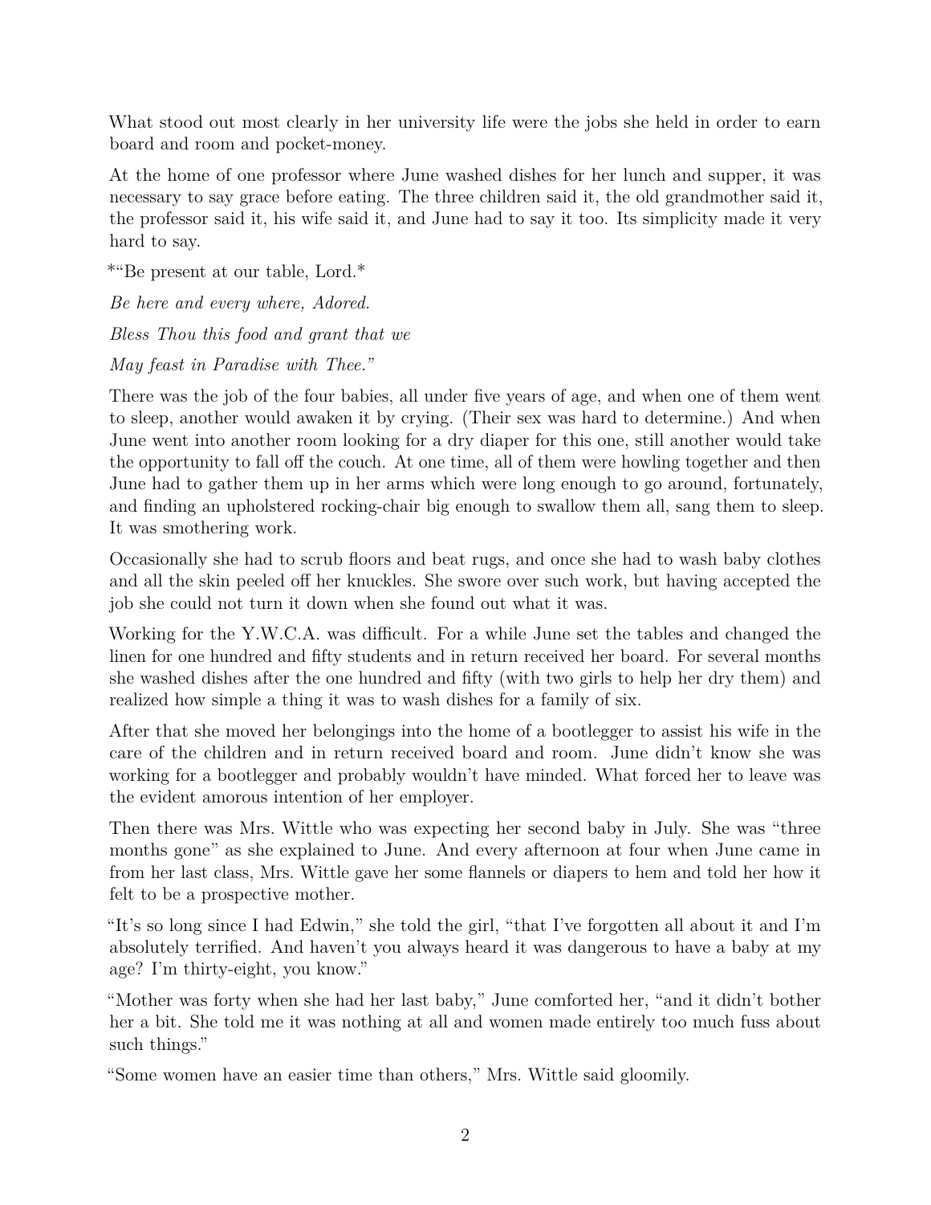What stood out most clearly in her university life were the jobs she held in order to earn board and room and pocket-money.

At the home of one professor where June washed dishes for her lunch and supper, it was necessary to say grace before eating. The three children said it, the old grandmother said it, the professor said it, his wife said it, and June had to say it too. Its simplicity made it very hard to say.

*"Be present at our table, Lord.*

*Be here and every where, Adored.*

*Bless Thou this food and grant that we*

*May feast in Paradise with Thee."*

There was the job of the four babies, all under five years of age, and when one of them went to sleep, another would awaken it by crying. (Their sex was hard to determine.) And when June went into another room looking for a dry diaper for this one, still another would take the opportunity to fall off the couch. At one time, all of them were howling together and then June had to gather them up in her arms which were long enough to go around, fortunately, and finding an upholstered rocking-chair big enough to swallow them all, sang them to sleep. It was smothering work.

Occasionally she had to scrub floors and beat rugs, and once she had to wash baby clothes and all the skin peeled off her knuckles. She swore over such work, but having accepted the job she could not turn it down when she found out what it was.

Working for the Y.W.C.A. was difficult. For a while June set the tables and changed the linen for one hundred and fifty students and in return received her board. For several months she washed dishes after the one hundred and fifty (with two girls to help her dry them) and realized how simple a thing it was to wash dishes for a family of six.

After that she moved her belongings into the home of a bootlegger to assist his wife in the care of the children and in return received board and room. June didn't know she was working for a bootlegger and probably wouldn't have minded. What forced her to leave was the evident amorous intention of her employer.

Then there was Mrs. Wittle who was expecting her second baby in July. She was "three months gone" as she explained to June. And every afternoon at four when June came in from her last class, Mrs. Wittle gave her some flannels or diapers to hem and told her how it felt to be a prospective mother.

"It's so long since I had Edwin," she told the girl, "that I've forgotten all about it and I'm absolutely terrified. And haven't you always heard it was dangerous to have a baby at my age? I'm thirty-eight, you know."

"Mother was forty when she had her last baby," June comforted her, "and it didn't bother her a bit. She told me it was nothing at all and women made entirely too much fuss about such things."

"Some women have an easier time than others," Mrs. Wittle said gloomily.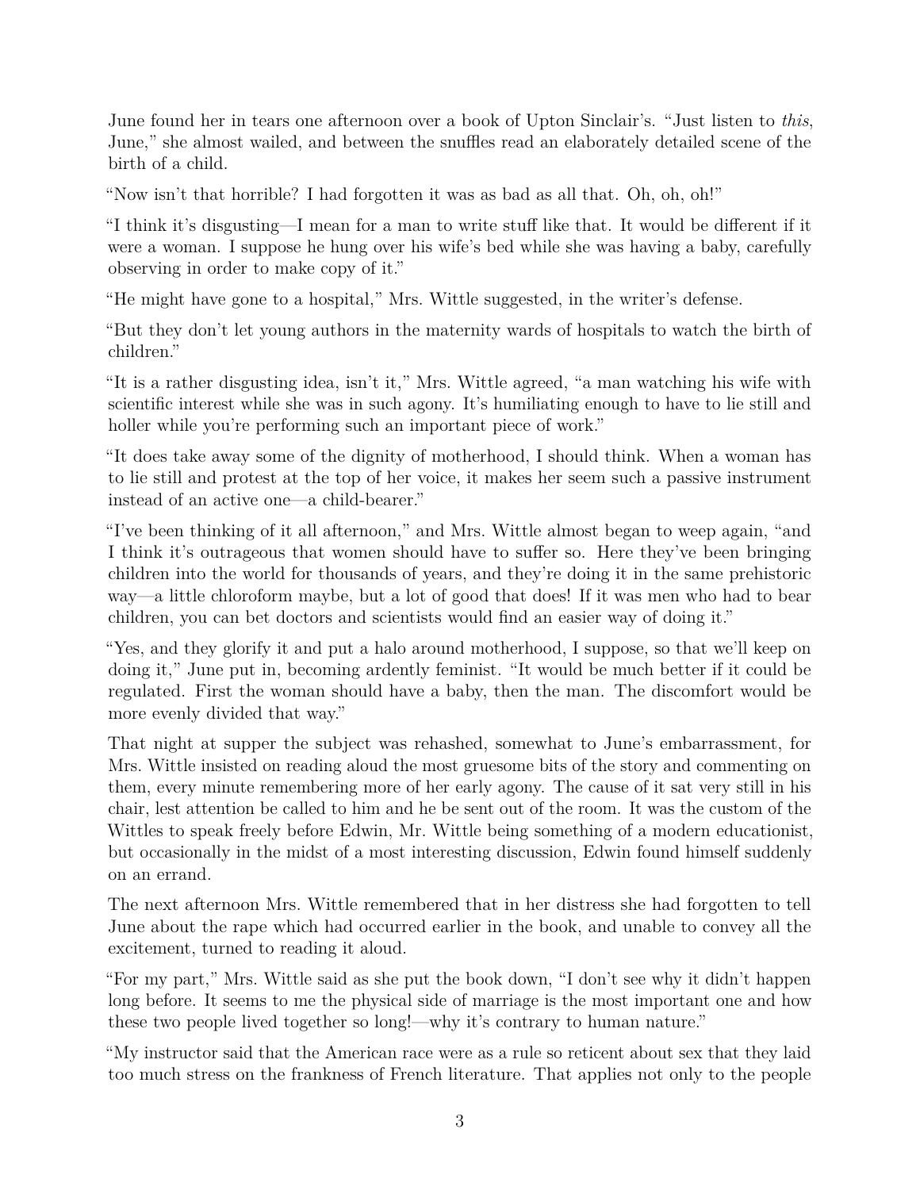June found her in tears one afternoon over a book of Upton Sinclair's. "Just listen to *this*, June," she almost wailed, and between the snuffles read an elaborately detailed scene of the birth of a child.

"Now isn't that horrible? I had forgotten it was as bad as all that. Oh, oh, oh!"

"I think it's disgusting—I mean for a man to write stuff like that. It would be different if it were a woman. I suppose he hung over his wife's bed while she was having a baby, carefully observing in order to make copy of it."

"He might have gone to a hospital," Mrs. Wittle suggested, in the writer's defense.

"But they don't let young authors in the maternity wards of hospitals to watch the birth of children."

"It is a rather disgusting idea, isn't it," Mrs. Wittle agreed, "a man watching his wife with scientific interest while she was in such agony. It's humiliating enough to have to lie still and holler while you're performing such an important piece of work."

"It does take away some of the dignity of motherhood, I should think. When a woman has to lie still and protest at the top of her voice, it makes her seem such a passive instrument instead of an active one—a child-bearer."

"I've been thinking of it all afternoon," and Mrs. Wittle almost began to weep again, "and I think it's outrageous that women should have to suffer so. Here they've been bringing children into the world for thousands of years, and they're doing it in the same prehistoric way—a little chloroform maybe, but a lot of good that does! If it was men who had to bear children, you can bet doctors and scientists would find an easier way of doing it."

"Yes, and they glorify it and put a halo around motherhood, I suppose, so that we'll keep on doing it," June put in, becoming ardently feminist. "It would be much better if it could be regulated. First the woman should have a baby, then the man. The discomfort would be more evenly divided that way."

That night at supper the subject was rehashed, somewhat to June's embarrassment, for Mrs. Wittle insisted on reading aloud the most gruesome bits of the story and commenting on them, every minute remembering more of her early agony. The cause of it sat very still in his chair, lest attention be called to him and he be sent out of the room. It was the custom of the Wittles to speak freely before Edwin, Mr. Wittle being something of a modern educationist, but occasionally in the midst of a most interesting discussion, Edwin found himself suddenly on an errand.

The next afternoon Mrs. Wittle remembered that in her distress she had forgotten to tell June about the rape which had occurred earlier in the book, and unable to convey all the excitement, turned to reading it aloud.

"For my part," Mrs. Wittle said as she put the book down, "I don't see why it didn't happen long before. It seems to me the physical side of marriage is the most important one and how these two people lived together so long!—why it's contrary to human nature."

"My instructor said that the American race were as a rule so reticent about sex that they laid too much stress on the frankness of French literature. That applies not only to the people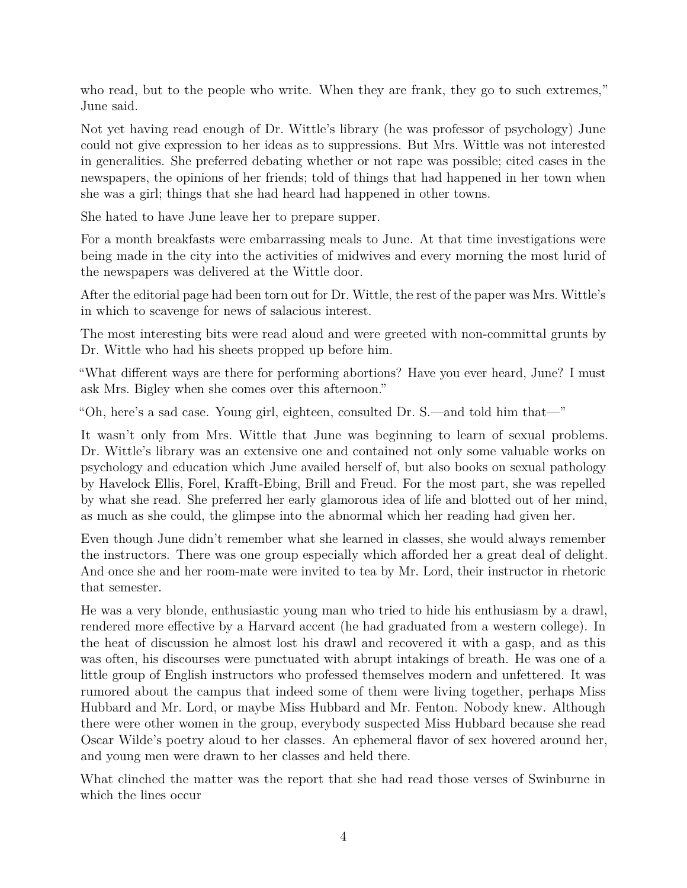who read, but to the people who write. When they are frank, they go to such extremes," June said.

Not yet having read enough of Dr. Wittle's library (he was professor of psychology) June could not give expression to her ideas as to suppressions. But Mrs. Wittle was not interested in generalities. She preferred debating whether or not rape was possible; cited cases in the newspapers, the opinions of her friends; told of things that had happened in her town when she was a girl; things that she had heard had happened in other towns.

She hated to have June leave her to prepare supper.

For a month breakfasts were embarrassing meals to June. At that time investigations were being made in the city into the activities of midwives and every morning the most lurid of the newspapers was delivered at the Wittle door.

After the editorial page had been torn out for Dr. Wittle, the rest of the paper was Mrs. Wittle's in which to scavenge for news of salacious interest.

The most interesting bits were read aloud and were greeted with non-committal grunts by Dr. Wittle who had his sheets propped up before him.

"What different ways are there for performing abortions? Have you ever heard, June? I must ask Mrs. Bigley when she comes over this afternoon."

"Oh, here's a sad case. Young girl, eighteen, consulted Dr. S.—and told him that—"

It wasn't only from Mrs. Wittle that June was beginning to learn of sexual problems. Dr. Wittle's library was an extensive one and contained not only some valuable works on psychology and education which June availed herself of, but also books on sexual pathology by Havelock Ellis, Forel, Krafft-Ebing, Brill and Freud. For the most part, she was repelled by what she read. She preferred her early glamorous idea of life and blotted out of her mind, as much as she could, the glimpse into the abnormal which her reading had given her.

Even though June didn't remember what she learned in classes, she would always remember the instructors. There was one group especially which afforded her a great deal of delight. And once she and her room-mate were invited to tea by Mr. Lord, their instructor in rhetoric that semester.

He was a very blonde, enthusiastic young man who tried to hide his enthusiasm by a drawl, rendered more effective by a Harvard accent (he had graduated from a western college). In the heat of discussion he almost lost his drawl and recovered it with a gasp, and as this was often, his discourses were punctuated with abrupt intakings of breath. He was one of a little group of English instructors who professed themselves modern and unfettered. It was rumored about the campus that indeed some of them were living together, perhaps Miss Hubbard and Mr. Lord, or maybe Miss Hubbard and Mr. Fenton. Nobody knew. Although there were other women in the group, everybody suspected Miss Hubbard because she read Oscar Wilde's poetry aloud to her classes. An ephemeral flavor of sex hovered around her, and young men were drawn to her classes and held there.

What clinched the matter was the report that she had read those verses of Swinburne in which the lines occur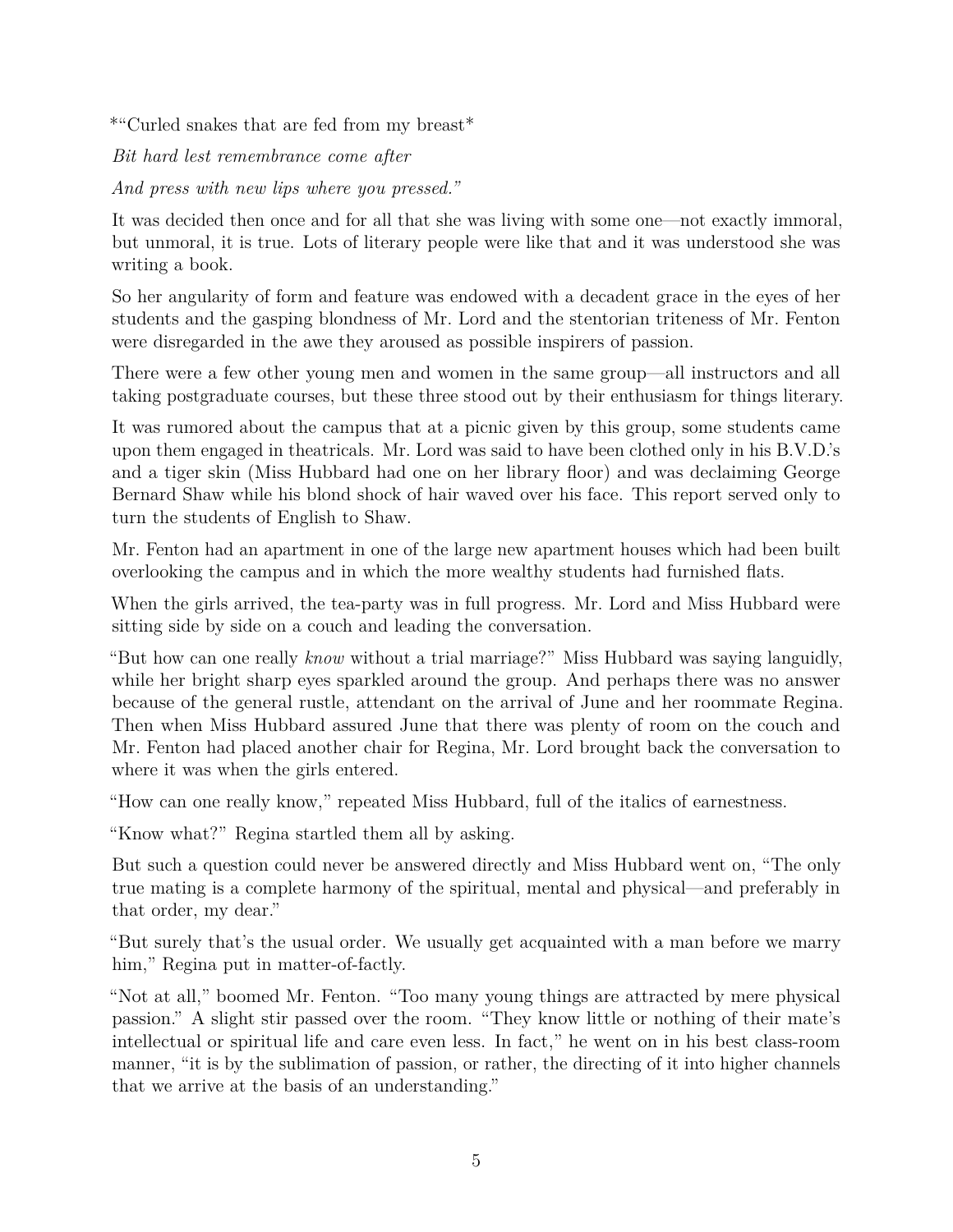*"Curled snakes that are fed from my breast*

*Bit hard lest remembrance come after*

*And press with new lips where you pressed."*

It was decided then once and for all that she was living with some one—not exactly immoral, but unmoral, it is true. Lots of literary people were like that and it was understood she was writing a book.

So her angularity of form and feature was endowed with a decadent grace in the eyes of her students and the gasping blondness of Mr. Lord and the stentorian triteness of Mr. Fenton were disregarded in the awe they aroused as possible inspirers of passion.

There were a few other young men and women in the same group—all instructors and all taking postgraduate courses, but these three stood out by their enthusiasm for things literary.

It was rumored about the campus that at a picnic given by this group, some students came upon them engaged in theatricals. Mr. Lord was said to have been clothed only in his B.V.D.'s and a tiger skin (Miss Hubbard had one on her library floor) and was declaiming George Bernard Shaw while his blond shock of hair waved over his face. This report served only to turn the students of English to Shaw.

Mr. Fenton had an apartment in one of the large new apartment houses which had been built overlooking the campus and in which the more wealthy students had furnished flats.

When the girls arrived, the tea-party was in full progress. Mr. Lord and Miss Hubbard were sitting side by side on a couch and leading the conversation.

"But how can one really *know* without a trial marriage?" Miss Hubbard was saying languidly, while her bright sharp eyes sparkled around the group. And perhaps there was no answer because of the general rustle, attendant on the arrival of June and her roommate Regina. Then when Miss Hubbard assured June that there was plenty of room on the couch and Mr. Fenton had placed another chair for Regina, Mr. Lord brought back the conversation to where it was when the girls entered.

"How can one really know," repeated Miss Hubbard, full of the italics of earnestness.

"Know what?" Regina startled them all by asking.

But such a question could never be answered directly and Miss Hubbard went on, "The only true mating is a complete harmony of the spiritual, mental and physical—and preferably in that order, my dear."

"But surely that's the usual order. We usually get acquainted with a man before we marry him," Regina put in matter-of-factly.

"Not at all," boomed Mr. Fenton. "Too many young things are attracted by mere physical passion." A slight stir passed over the room. "They know little or nothing of their mate's intellectual or spiritual life and care even less. In fact," he went on in his best class-room manner, "it is by the sublimation of passion, or rather, the directing of it into higher channels that we arrive at the basis of an understanding."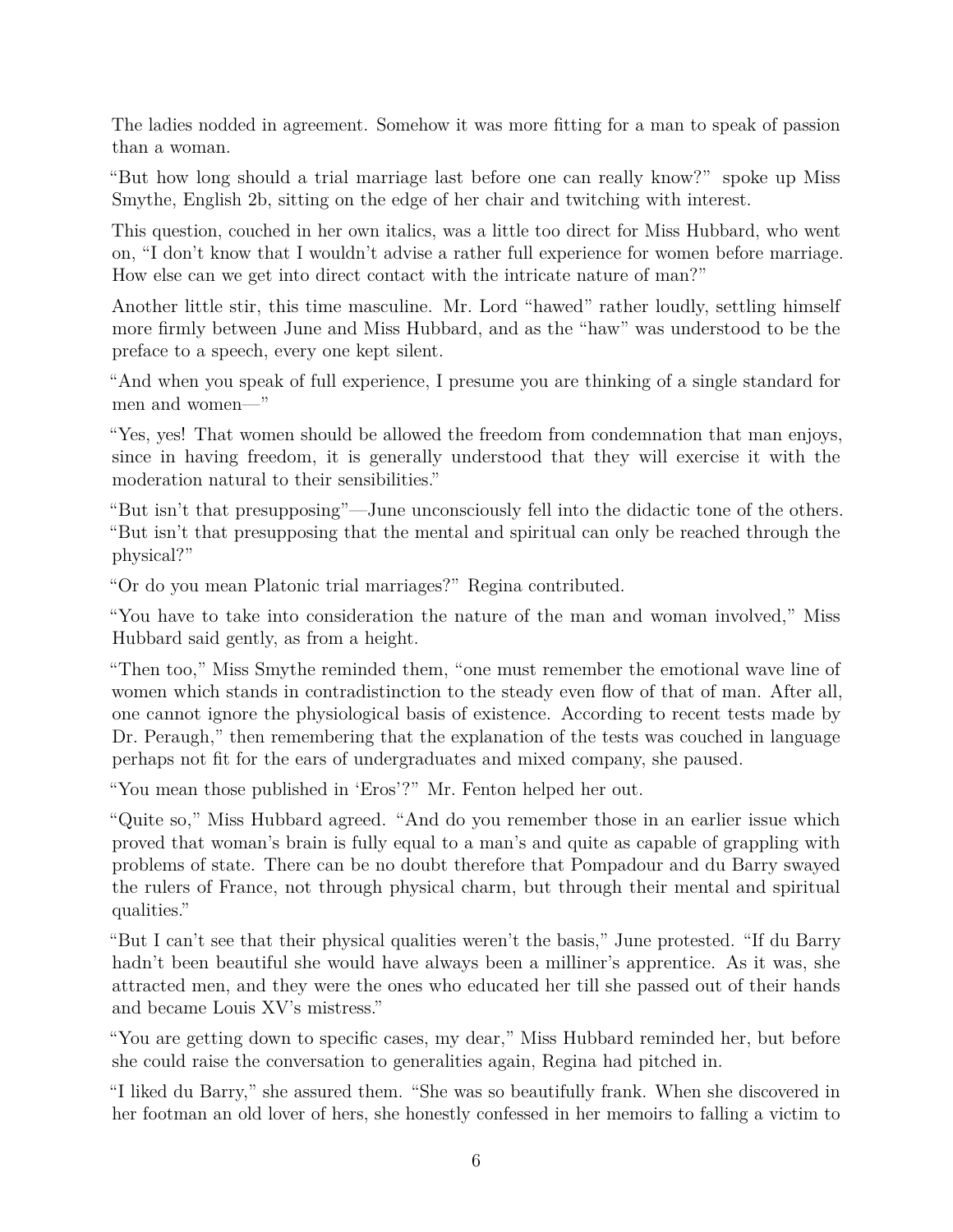The ladies nodded in agreement. Somehow it was more fitting for a man to speak of passion than a woman.

“But how long should a trial marriage last before one can really know?” spoke up Miss Smythe, English 2b, sitting on the edge of her chair and twitching with interest.

This question, couched in her own italics, was a little too direct for Miss Hubbard, who went on, “I don’t know that I wouldn’t advise a rather full experience for women before marriage. How else can we get into direct contact with the intricate nature of man?”

Another little stir, this time masculine. Mr. Lord “hawed” rather loudly, settling himself more firmly between June and Miss Hubbard, and as the “haw” was understood to be the preface to a speech, every one kept silent.

“And when you speak of full experience, I presume you are thinking of a single standard for men and women—”

“Yes, yes! That women should be allowed the freedom from condemnation that man enjoys, since in having freedom, it is generally understood that they will exercise it with the moderation natural to their sensibilities.”

“But isn’t that presupposing”—June unconsciously fell into the didactic tone of the others. “But isn’t that presupposing that the mental and spiritual can only be reached through the physical?”

“Or do you mean Platonic trial marriages?” Regina contributed.

“You have to take into consideration the nature of the man and woman involved,” Miss Hubbard said gently, as from a height.

“Then too,” Miss Smythe reminded them, “one must remember the emotional wave line of women which stands in contradistinction to the steady even flow of that of man. After all, one cannot ignore the physiological basis of existence. According to recent tests made by Dr. Peraugh,” then remembering that the explanation of the tests was couched in language perhaps not fit for the ears of undergraduates and mixed company, she paused.

“You mean those published in ‘Eros’?” Mr. Fenton helped her out.

“Quite so,” Miss Hubbard agreed. “And do you remember those in an earlier issue which proved that woman’s brain is fully equal to a man’s and quite as capable of grappling with problems of state. There can be no doubt therefore that Pompadour and du Barry swayed the rulers of France, not through physical charm, but through their mental and spiritual qualities.”

“But I can’t see that their physical qualities weren’t the basis,” June protested. “If du Barry hadn’t been beautiful she would have always been a milliner’s apprentice. As it was, she attracted men, and they were the ones who educated her till she passed out of their hands and became Louis XV’s mistress.”

“You are getting down to specific cases, my dear,” Miss Hubbard reminded her, but before she could raise the conversation to generalities again, Regina had pitched in.

“I liked du Barry,” she assured them. “She was so beautifully frank. When she discovered in her footman an old lover of hers, she honestly confessed in her memoirs to falling a victim to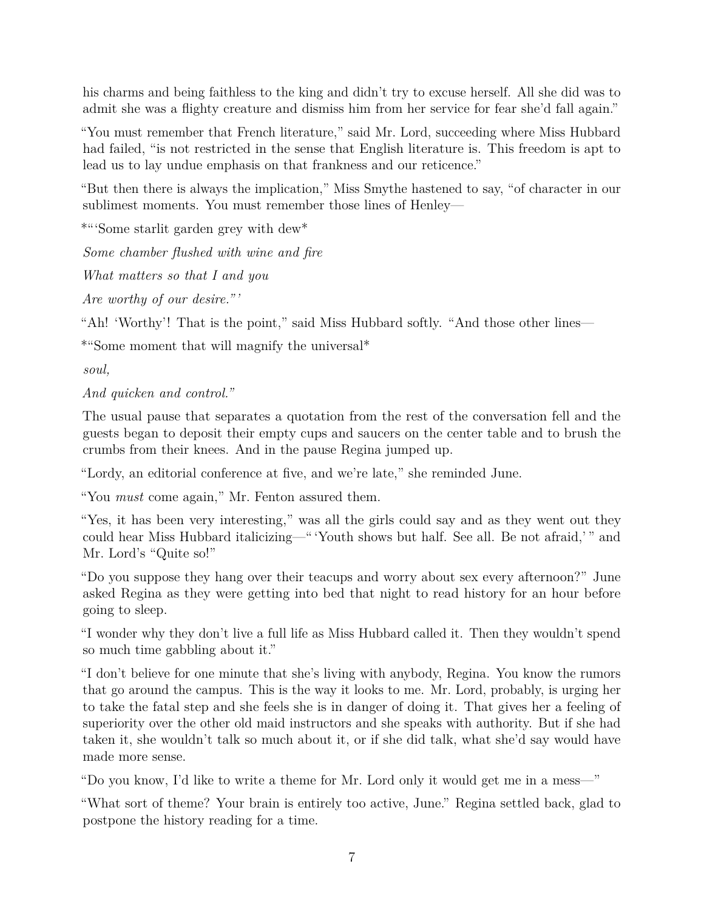his charms and being faithless to the king and didn't try to excuse herself. All she did was to admit she was a flighty creature and dismiss him from her service for fear she'd fall again."

"You must remember that French literature," said Mr. Lord, succeeding where Miss Hubbard had failed, "is not restricted in the sense that English literature is. This freedom is apt to lead us to lay undue emphasis on that frankness and our reticence."

"But then there is always the implication," Miss Smythe hastened to say, "of character in our sublimest moments. You must remember those lines of Henley—

*"'Some starlit garden grey with dew*

*Some chamber flushed with wine and fire*

*What matters so that I and you*

*Are worthy of our desire."'*

"Ah! 'Worthy'! That is the point," said Miss Hubbard softly. "And those other lines—

*"Some moment that will magnify the universal*

*soul,*

*And quicken and control."*

The usual pause that separates a quotation from the rest of the conversation fell and the guests began to deposit their empty cups and saucers on the center table and to brush the crumbs from their knees. And in the pause Regina jumped up.

"Lordy, an editorial conference at five, and we're late," she reminded June.

"You *must* come again," Mr. Fenton assured them.

"Yes, it has been very interesting," was all the girls could say and as they went out they could hear Miss Hubbard italicizing—"'Youth shows but half. See all. Be not afraid,'" and Mr. Lord's "Quite so!"

"Do you suppose they hang over their teacups and worry about sex every afternoon?" June asked Regina as they were getting into bed that night to read history for an hour before going to sleep.

"I wonder why they don't live a full life as Miss Hubbard called it. Then they wouldn't spend so much time gabbling about it."

"I don't believe for one minute that she's living with anybody, Regina. You know the rumors that go around the campus. This is the way it looks to me. Mr. Lord, probably, is urging her to take the fatal step and she feels she is in danger of doing it. That gives her a feeling of superiority over the other old maid instructors and she speaks with authority. But if she had taken it, she wouldn't talk so much about it, or if she did talk, what she'd say would have made more sense.

"Do you know, I'd like to write a theme for Mr. Lord only it would get me in a mess—"

"What sort of theme? Your brain is entirely too active, June." Regina settled back, glad to postpone the history reading for a time.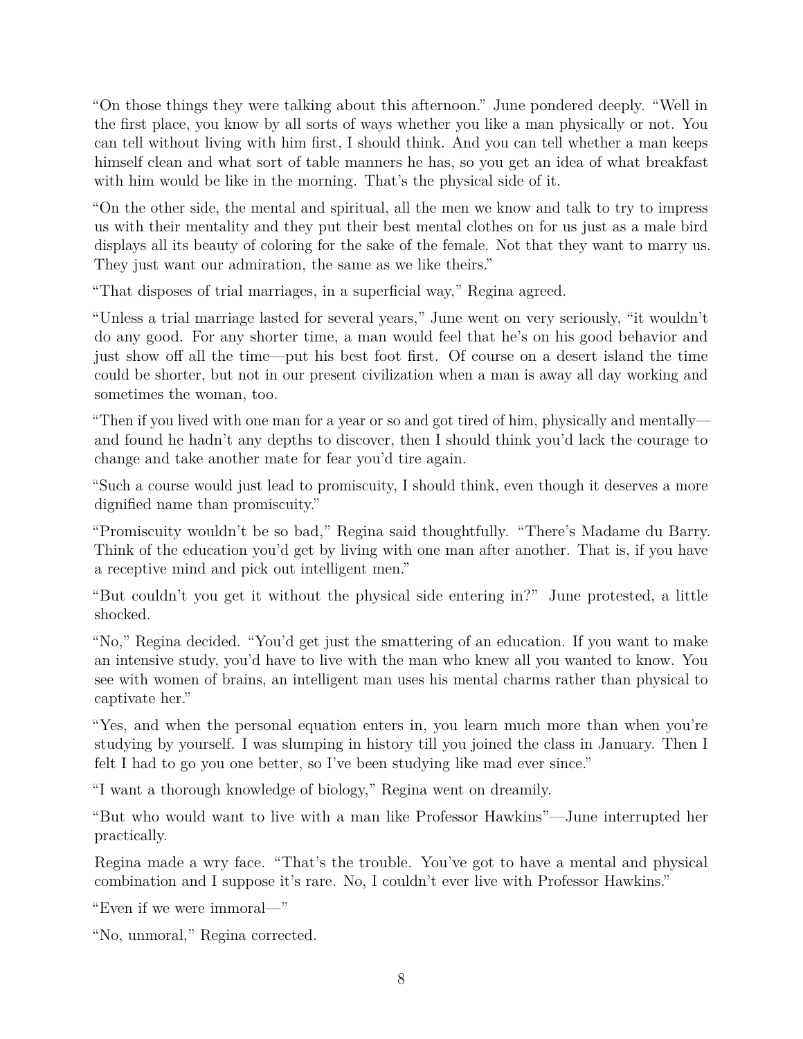"On those things they were talking about this afternoon." June pondered deeply. "Well in the first place, you know by all sorts of ways whether you like a man physically or not. You can tell without living with him first, I should think. And you can tell whether a man keeps himself clean and what sort of table manners he has, so you get an idea of what breakfast with him would be like in the morning. That's the physical side of it.

"On the other side, the mental and spiritual, all the men we know and talk to try to impress us with their mentality and they put their best mental clothes on for us just as a male bird displays all its beauty of coloring for the sake of the female. Not that they want to marry us. They just want our admiration, the same as we like theirs."

"That disposes of trial marriages, in a superficial way," Regina agreed.

"Unless a trial marriage lasted for several years," June went on very seriously, "it wouldn't do any good. For any shorter time, a man would feel that he's on his good behavior and just show off all the time—put his best foot first. Of course on a desert island the time could be shorter, but not in our present civilization when a man is away all day working and sometimes the woman, too.

"Then if you lived with one man for a year or so and got tired of him, physically and mentally—and found he hadn't any depths to discover, then I should think you'd lack the courage to change and take another mate for fear you'd tire again.

"Such a course would just lead to promiscuity, I should think, even though it deserves a more dignified name than promiscuity."

"Promiscuity wouldn't be so bad," Regina said thoughtfully. "There's Madame du Barry. Think of the education you'd get by living with one man after another. That is, if you have a receptive mind and pick out intelligent men."

"But couldn't you get it without the physical side entering in?" June protested, a little shocked.

"No," Regina decided. "You'd get just the smattering of an education. If you want to make an intensive study, you'd have to live with the man who knew all you wanted to know. You see with women of brains, an intelligent man uses his mental charms rather than physical to captivate her."

"Yes, and when the personal equation enters in, you learn much more than when you're studying by yourself. I was slumping in history till you joined the class in January. Then I felt I had to go you one better, so I've been studying like mad ever since."

"I want a thorough knowledge of biology," Regina went on dreamily.

"But who would want to live with a man like Professor Hawkins"—June interrupted her practically.

Regina made a wry face. "That's the trouble. You've got to have a mental and physical combination and I suppose it's rare. No, I couldn't ever live with Professor Hawkins."

"Even if we were immoral—"

"No, unmoral," Regina corrected.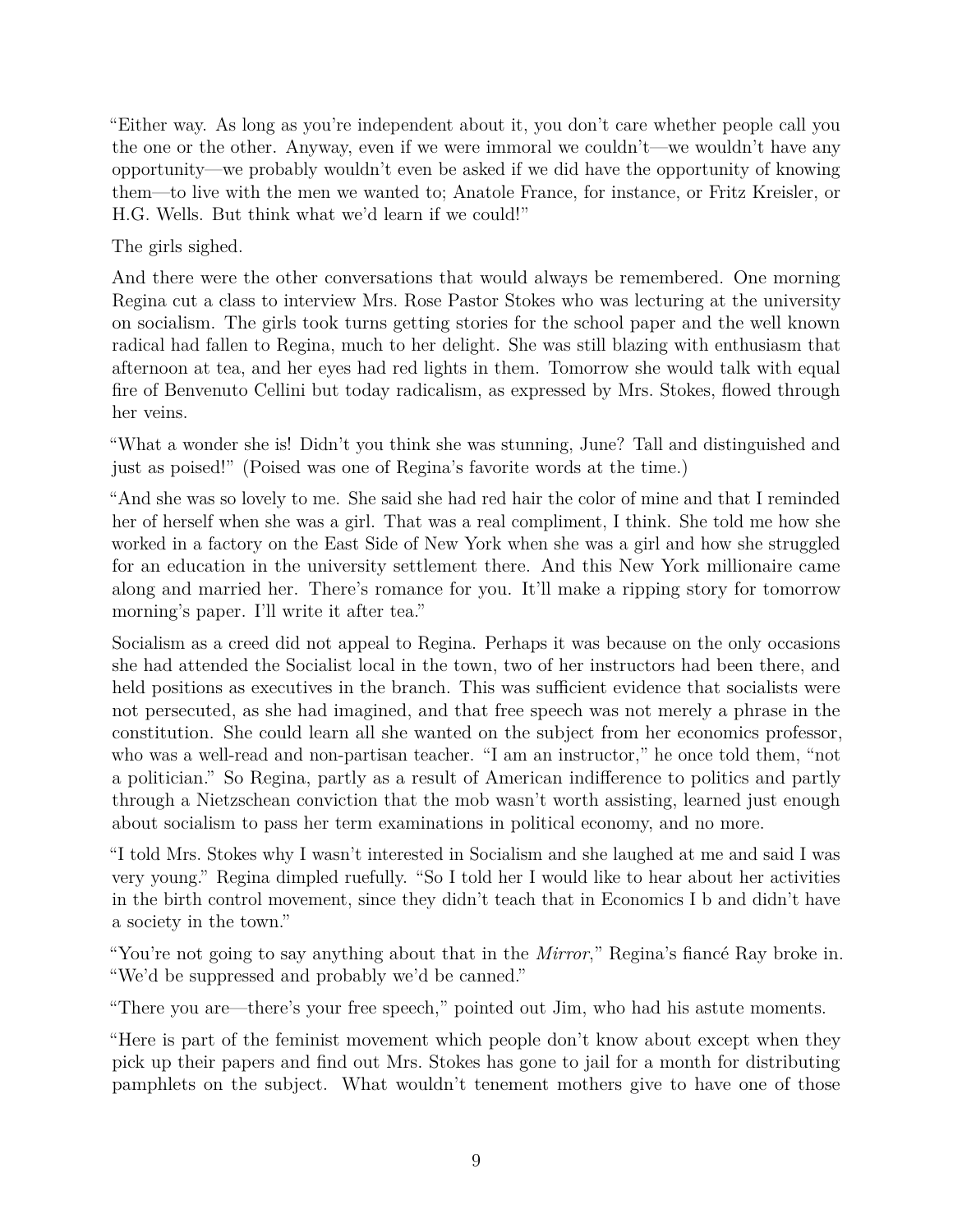"Either way. As long as you're independent about it, you don't care whether people call you the one or the other. Anyway, even if we were immoral we couldn't—we wouldn't have any opportunity—we probably wouldn't even be asked if we did have the opportunity of knowing them—to live with the men we wanted to; Anatole France, for instance, or Fritz Kreisler, or H.G. Wells. But think what we'd learn if we could!"

The girls sighed.

And there were the other conversations that would always be remembered. One morning Regina cut a class to interview Mrs. Rose Pastor Stokes who was lecturing at the university on socialism. The girls took turns getting stories for the school paper and the well known radical had fallen to Regina, much to her delight. She was still blazing with enthusiasm that afternoon at tea, and her eyes had red lights in them. Tomorrow she would talk with equal fire of Benvenuto Cellini but today radicalism, as expressed by Mrs. Stokes, flowed through her veins.

"What a wonder she is! Didn't you think she was stunning, June? Tall and distinguished and just as poised!" (Poised was one of Regina's favorite words at the time.)

"And she was so lovely to me. She said she had red hair the color of mine and that I reminded her of herself when she was a girl. That was a real compliment, I think. She told me how she worked in a factory on the East Side of New York when she was a girl and how she struggled for an education in the university settlement there. And this New York millionaire came along and married her. There's romance for you. It'll make a ripping story for tomorrow morning's paper. I'll write it after tea."

Socialism as a creed did not appeal to Regina. Perhaps it was because on the only occasions she had attended the Socialist local in the town, two of her instructors had been there, and held positions as executives in the branch. This was sufficient evidence that socialists were not persecuted, as she had imagined, and that free speech was not merely a phrase in the constitution. She could learn all she wanted on the subject from her economics professor, who was a well-read and non-partisan teacher. "I am an instructor," he once told them, "not a politician." So Regina, partly as a result of American indifference to politics and partly through a Nietzschean conviction that the mob wasn't worth assisting, learned just enough about socialism to pass her term examinations in political economy, and no more.

"I told Mrs. Stokes why I wasn't interested in Socialism and she laughed at me and said I was very young." Regina dimpled ruefully. "So I told her I would like to hear about her activities in the birth control movement, since they didn't teach that in Economics I b and didn't have a society in the town."

"You're not going to say anything about that in the *Mirror*," Regina's fiancé Ray broke in. "We'd be suppressed and probably we'd be canned."

"There you are—there's your free speech," pointed out Jim, who had his astute moments.

"Here is part of the feminist movement which people don't know about except when they pick up their papers and find out Mrs. Stokes has gone to jail for a month for distributing pamphlets on the subject. What wouldn't tenement mothers give to have one of those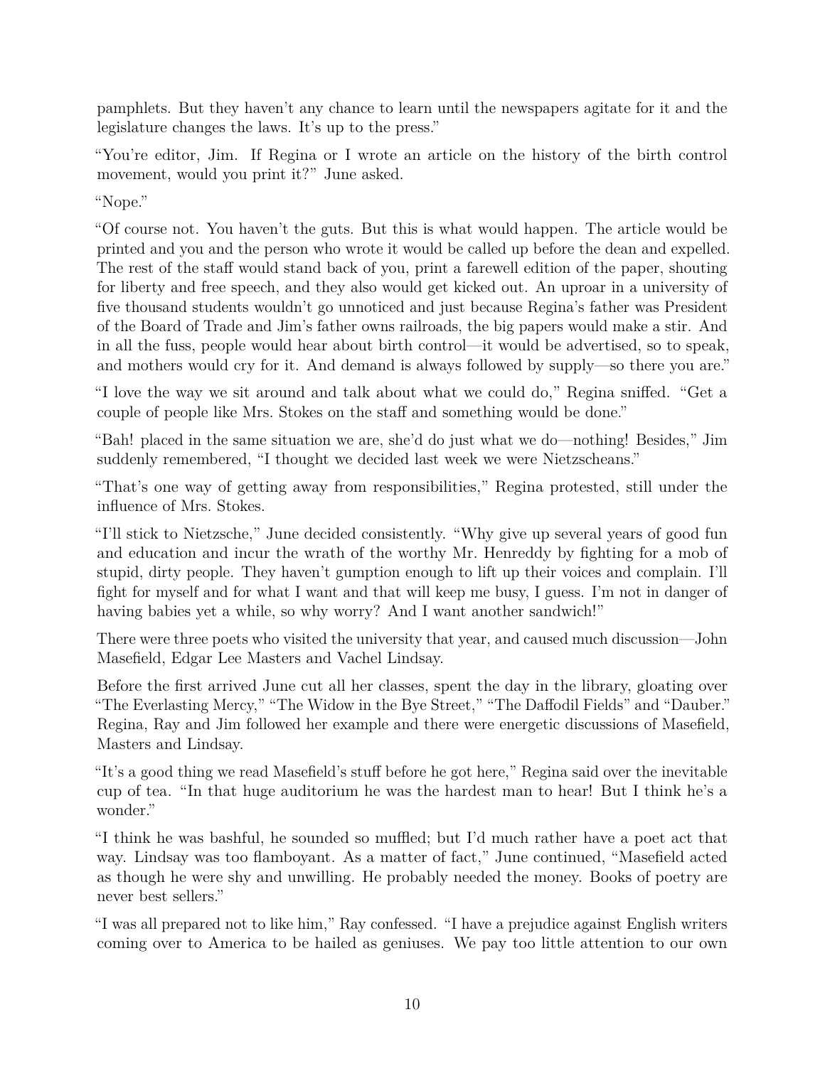pamphlets. But they haven't any chance to learn until the newspapers agitate for it and the legislature changes the laws. It's up to the press."

"You're editor, Jim. If Regina or I wrote an article on the history of the birth control movement, would you print it?" June asked.

"Nope."

"Of course not. You haven't the guts. But this is what would happen. The article would be printed and you and the person who wrote it would be called up before the dean and expelled. The rest of the staff would stand back of you, print a farewell edition of the paper, shouting for liberty and free speech, and they also would get kicked out. An uproar in a university of five thousand students wouldn't go unnoticed and just because Regina's father was President of the Board of Trade and Jim's father owns railroads, the big papers would make a stir. And in all the fuss, people would hear about birth control—it would be advertised, so to speak, and mothers would cry for it. And demand is always followed by supply—so there you are."

"I love the way we sit around and talk about what we could do," Regina sniffed. "Get a couple of people like Mrs. Stokes on the staff and something would be done."

"Bah! placed in the same situation we are, she'd do just what we do—nothing! Besides," Jim suddenly remembered, "I thought we decided last week we were Nietzscheans."

"That's one way of getting away from responsibilities," Regina protested, still under the influence of Mrs. Stokes.

"I'll stick to Nietzsche," June decided consistently. "Why give up several years of good fun and education and incur the wrath of the worthy Mr. Henreddy by fighting for a mob of stupid, dirty people. They haven't gumption enough to lift up their voices and complain. I'll fight for myself and for what I want and that will keep me busy, I guess. I'm not in danger of having babies yet a while, so why worry? And I want another sandwich!"

There were three poets who visited the university that year, and caused much discussion—John Masefield, Edgar Lee Masters and Vachel Lindsay.

Before the first arrived June cut all her classes, spent the day in the library, gloating over "The Everlasting Mercy," "The Widow in the Bye Street," "The Daffodil Fields" and "Dauber." Regina, Ray and Jim followed her example and there were energetic discussions of Masefield, Masters and Lindsay.

"It's a good thing we read Masefield's stuff before he got here," Regina said over the inevitable cup of tea. "In that huge auditorium he was the hardest man to hear! But I think he's a wonder."

"I think he was bashful, he sounded so muffled; but I'd much rather have a poet act that way. Lindsay was too flamboyant. As a matter of fact," June continued, "Masefield acted as though he were shy and unwilling. He probably needed the money. Books of poetry are never best sellers."

"I was all prepared not to like him," Ray confessed. "I have a prejudice against English writers coming over to America to be hailed as geniuses. We pay too little attention to our own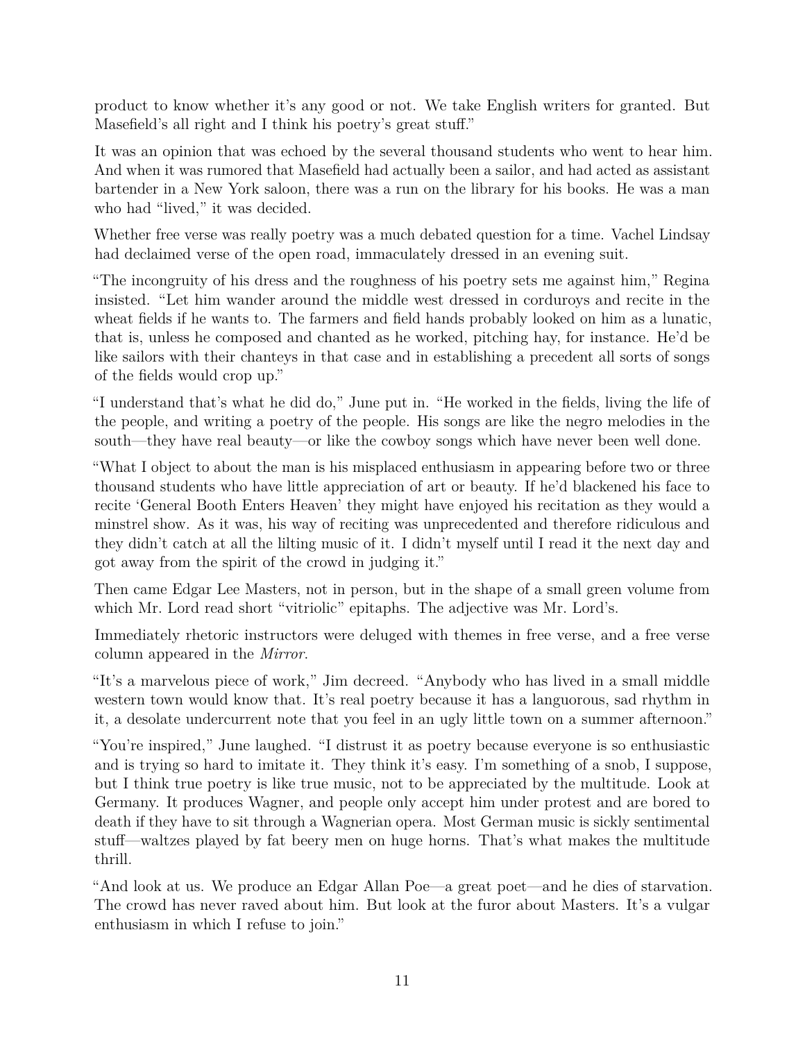product to know whether it's any good or not. We take English writers for granted. But Masefield's all right and I think his poetry's great stuff."

It was an opinion that was echoed by the several thousand students who went to hear him. And when it was rumored that Masefield had actually been a sailor, and had acted as assistant bartender in a New York saloon, there was a run on the library for his books. He was a man who had "lived," it was decided.

Whether free verse was really poetry was a much debated question for a time. Vachel Lindsay had declaimed verse of the open road, immaculately dressed in an evening suit.

"The incongruity of his dress and the roughness of his poetry sets me against him," Regina insisted. "Let him wander around the middle west dressed in corduroys and recite in the wheat fields if he wants to. The farmers and field hands probably looked on him as a lunatic, that is, unless he composed and chanted as he worked, pitching hay, for instance. He'd be like sailors with their chanteys in that case and in establishing a precedent all sorts of songs of the fields would crop up."

"I understand that's what he did do," June put in. "He worked in the fields, living the life of the people, and writing a poetry of the people. His songs are like the negro melodies in the south—they have real beauty—or like the cowboy songs which have never been well done.

"What I object to about the man is his misplaced enthusiasm in appearing before two or three thousand students who have little appreciation of art or beauty. If he'd blackened his face to recite 'General Booth Enters Heaven' they might have enjoyed his recitation as they would a minstrel show. As it was, his way of reciting was unprecedented and therefore ridiculous and they didn't catch at all the lilting music of it. I didn't myself until I read it the next day and got away from the spirit of the crowd in judging it."

Then came Edgar Lee Masters, not in person, but in the shape of a small green volume from which Mr. Lord read short "vitriolic" epitaphs. The adjective was Mr. Lord's.

Immediately rhetoric instructors were deluged with themes in free verse, and a free verse column appeared in the *Mirror*.

"It's a marvelous piece of work," Jim decreed. "Anybody who has lived in a small middle western town would know that. It's real poetry because it has a languorous, sad rhythm in it, a desolate undercurrent note that you feel in an ugly little town on a summer afternoon."

"You're inspired," June laughed. "I distrust it as poetry because everyone is so enthusiastic and is trying so hard to imitate it. They think it's easy. I'm something of a snob, I suppose, but I think true poetry is like true music, not to be appreciated by the multitude. Look at Germany. It produces Wagner, and people only accept him under protest and are bored to death if they have to sit through a Wagnerian opera. Most German music is sickly sentimental stuff—waltzes played by fat beery men on huge horns. That's what makes the multitude thrill.

"And look at us. We produce an Edgar Allan Poe—a great poet—and he dies of starvation. The crowd has never raved about him. But look at the furor about Masters. It's a vulgar enthusiasm in which I refuse to join."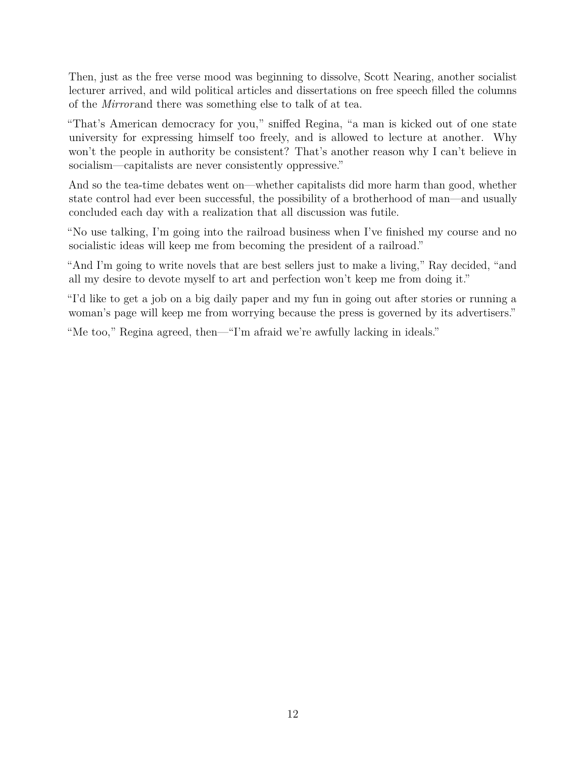Then, just as the free verse mood was beginning to dissolve, Scott Nearing, another socialist lecturer arrived, and wild political articles and dissertations on free speech filled the columns of the *Mirror*and there was something else to talk of at tea.

"That's American democracy for you," sniffed Regina, "a man is kicked out of one state university for expressing himself too freely, and is allowed to lecture at another. Why won't the people in authority be consistent? That's another reason why I can't believe in socialism—capitalists are never consistently oppressive."

And so the tea-time debates went on—whether capitalists did more harm than good, whether state control had ever been successful, the possibility of a brotherhood of man—and usually concluded each day with a realization that all discussion was futile.

"No use talking, I'm going into the railroad business when I've finished my course and no socialistic ideas will keep me from becoming the president of a railroad."

"And I'm going to write novels that are best sellers just to make a living," Ray decided, "and all my desire to devote myself to art and perfection won't keep me from doing it."

"I'd like to get a job on a big daily paper and my fun in going out after stories or running a woman's page will keep me from worrying because the press is governed by its advertisers."

"Me too," Regina agreed, then—"I'm afraid we're awfully lacking in ideals."